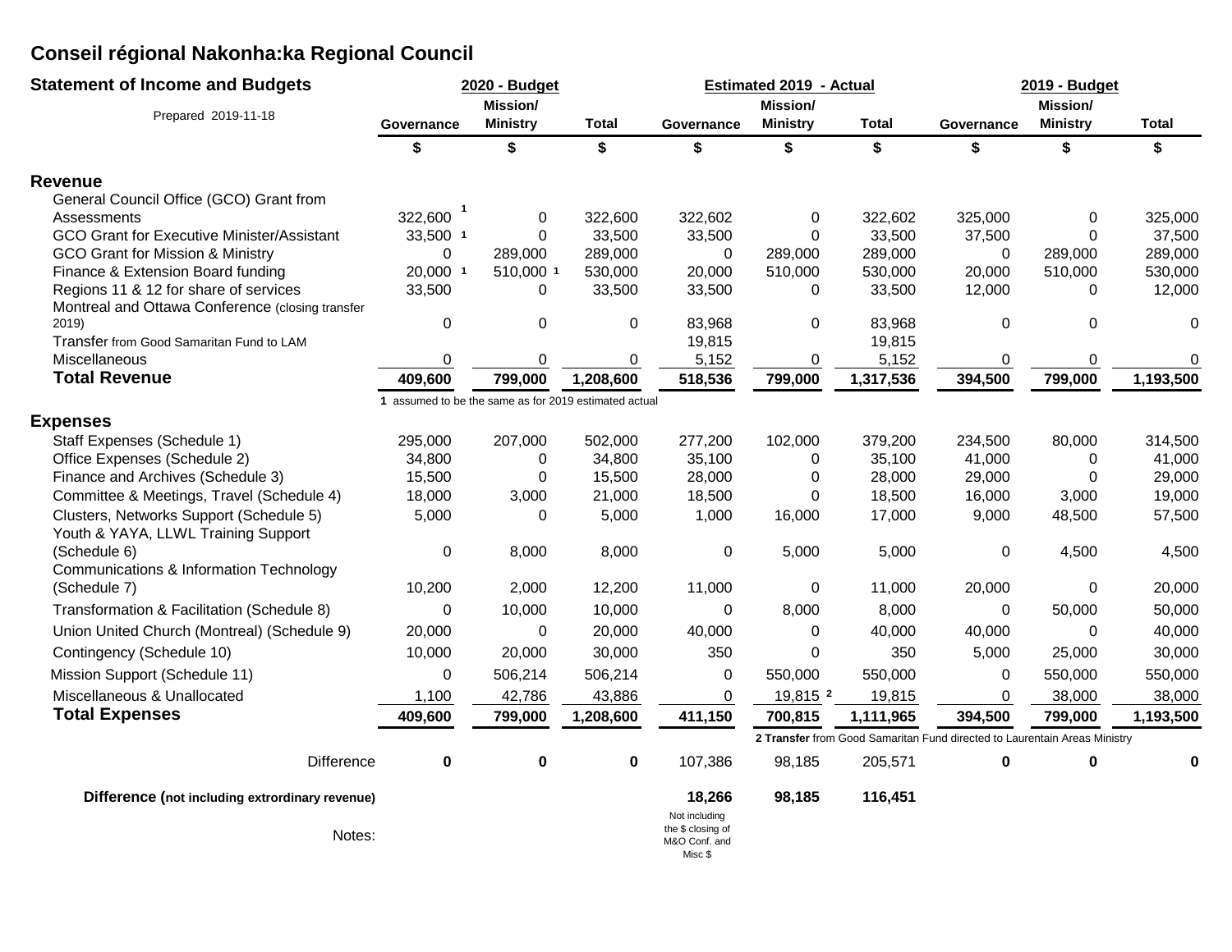# Conseil régional Nakonha:ka Regional Council

## Statement of Income and Budgets

Prepared 2019-11-18

| | 2020 - Budget | | | Estimated 2019 - Actual | | | 2019 - Budget | | |
|---|---|---|---|---|---|---|---|---|---|
| | Governance | Mission/ Ministry | Total | Governance | Mission/ Ministry | Total | Governance | Mission/ Ministry | Total |
| | $ | $ | $ | $ | $ | $ | $ | $ | $ |
| **Revenue** | | | | | | | | | |
| General Council Office (GCO) Grant from Assessments | 322,600 [1] | 0 | 322,600 | 322,602 | 0 | 322,602 | 325,000 | 0 | 325,000 |
| GCO Grant for Executive Minister/Assistant | 33,500 [1] | 0 | 33,500 | 33,500 | 0 | 33,500 | 37,500 | 0 | 37,500 |
| GCO Grant for Mission & Ministry | 0 | 289,000 | 289,000 | 0 | 289,000 | 289,000 | 0 | 289,000 | 289,000 |
| Finance & Extension Board funding | 20,000 [1] | 510,000 [1] | 530,000 | 20,000 | 510,000 | 530,000 | 20,000 | 510,000 | 530,000 |
| Regions 11 & 12 for share of services | 33,500 | 0 | 33,500 | 33,500 | 0 | 33,500 | 12,000 | 0 | 12,000 |
| Montreal and Ottawa Conference (closing transfer 2019) | 0 | 0 | 0 | 83,968 | 0 | 83,968 | 0 | 0 | 0 |
| Transfer from Good Samaritan Fund to LAM | | | | 19,815 | | 19,815 | | | |
| Miscellaneous | 0 | 0 | 0 | 5,152 | 0 | 5,152 | 0 | 0 | 0 |
| **Total Revenue** | **409,600** | **799,000** | **1,208,600** | **518,536** | **799,000** | **1,317,536** | **394,500** | **799,000** | **1,193,500** |
| | [1] assumed to be the same as for 2019 estimated actual | | | | | | | | |
| **Expenses** | | | | | | | | | |
| Staff Expenses (Schedule 1) | 295,000 | 207,000 | 502,000 | 277,200 | 102,000 | 379,200 | 234,500 | 80,000 | 314,500 |
| Office Expenses (Schedule 2) | 34,800 | 0 | 34,800 | 35,100 | 0 | 35,100 | 41,000 | 0 | 41,000 |
| Finance and Archives (Schedule 3) | 15,500 | 0 | 15,500 | 28,000 | 0 | 28,000 | 29,000 | 0 | 29,000 |
| Committee & Meetings, Travel (Schedule 4) | 18,000 | 3,000 | 21,000 | 18,500 | 0 | 18,500 | 16,000 | 3,000 | 19,000 |
| Clusters, Networks Support (Schedule 5) | 5,000 | 0 | 5,000 | 1,000 | 16,000 | 17,000 | 9,000 | 48,500 | 57,500 |
| Youth & YAYA, LLWL Training Support (Schedule 6) | 0 | 8,000 | 8,000 | 0 | 5,000 | 5,000 | 0 | 4,500 | 4,500 |
| Communications & Information Technology (Schedule 7) | 10,200 | 2,000 | 12,200 | 11,000 | 0 | 11,000 | 20,000 | 0 | 20,000 |
| Transformation & Facilitation (Schedule 8) | 0 | 10,000 | 10,000 | 0 | 8,000 | 8,000 | 0 | 50,000 | 50,000 |
| Union United Church (Montreal) (Schedule 9) | 20,000 | 0 | 20,000 | 40,000 | 0 | 40,000 | 40,000 | 0 | 40,000 |
| Contingency (Schedule 10) | 10,000 | 20,000 | 30,000 | 350 | 0 | 350 | 5,000 | 25,000 | 30,000 |
| Mission Support (Schedule 11) | 0 | 506,214 | 506,214 | 0 | 550,000 | 550,000 | 0 | 550,000 | 550,000 |
| Miscellaneous & Unallocated | 1,100 | 42,786 | 43,886 | 0 | 19,815 [2] | 19,815 | 0 | 38,000 | 38,000 |
| **Total Expenses** | **409,600** | **799,000** | **1,208,600** | **411,150** | **700,815** | **1,111,965** | **394,500** | **799,000** | **1,193,500** |
| | | | | | **[2] Transfer** from Good Samaritan Fund directed to Laurentain Areas Ministry | | | | |
| Difference | **0** | **0** | **0** | 107,386 | 98,185 | 205,571 | **0** | **0** | **0** |
| **Difference (not including extraordinary revenue)** | | | | **18,266** | **98,185** | **116,451** | | | |
| Notes: | | | | Not including the $ closing of M&O Conf. and Misc $ | | | | | |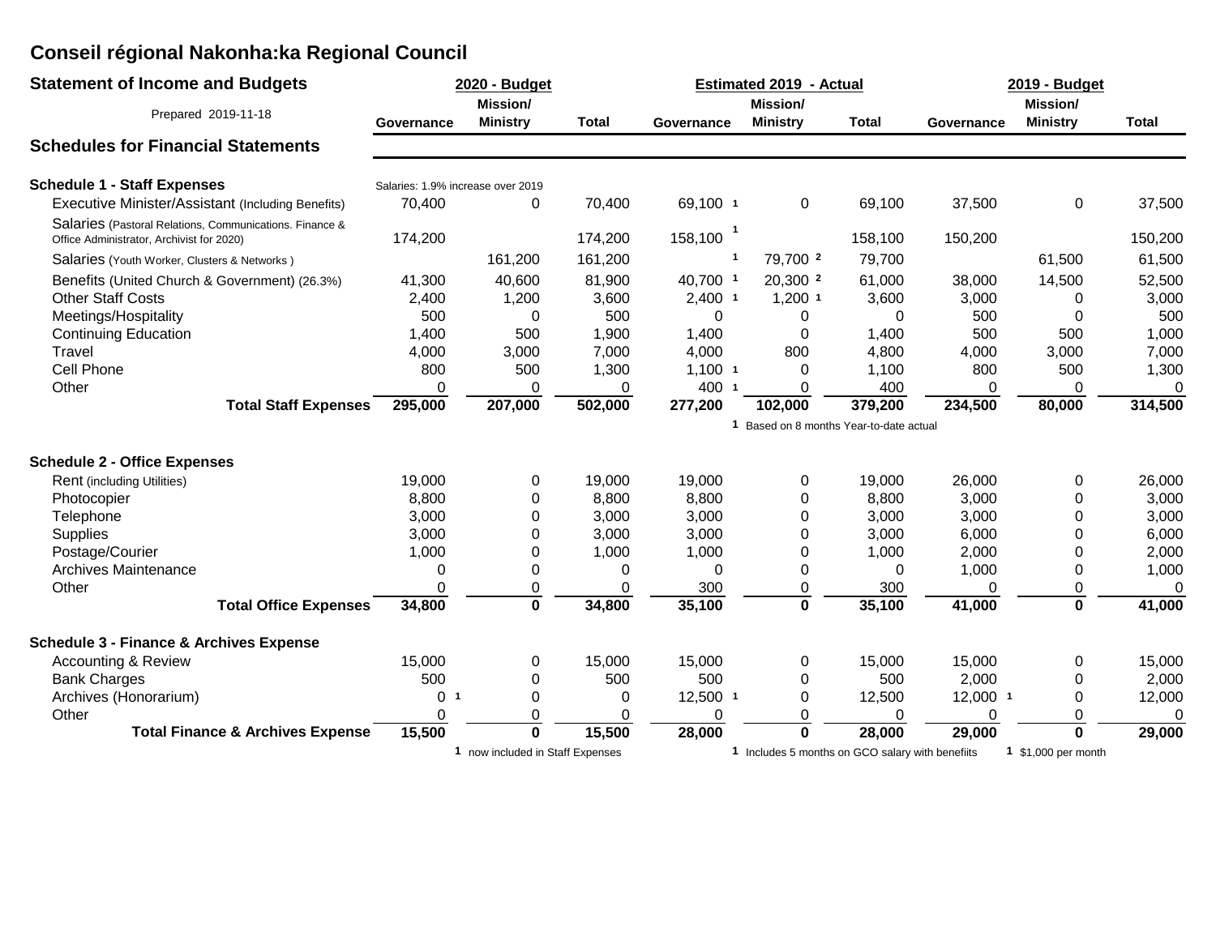# Conseil régional Nakonha:ka Regional Council

## Statement of Income and Budgets

Prepared 2019-11-18

## Schedules for Financial Statements

| | 2020 - Budget | | | Estimated 2019 - Actual | | | 2019 - Budget | | |
|---|---|---|---|---|---|---|---|---|---|
| | Governance | Mission/ Ministry | Total | Governance | Mission/ Ministry | Total | Governance | Mission/ Ministry | Total |
| **Schedule 1 - Staff Expenses** | Salaries: 1.9% increase over 2019 | | | | | | | | |
| Executive Minister/Assistant (Including Benefits) | 70,400 | 0 | 70,400 | 69,100 [1] | 0 | 69,100 | 37,500 | 0 | 37,500 |
| Salaries (Pastoral Relations, Communications. Finance & Office Administrator, Archivist for 2020) | 174,200 | | 174,200 | 158,100 [1] | | 158,100 | 150,200 | | 150,200 |
| Salaries (Youth Worker, Clusters & Networks ) | | 161,200 | 161,200 | [1] | 79,700 [2] | 79,700 | | 61,500 | 61,500 |
| Benefits (United Church & Government) (26.3%) | 41,300 | 40,600 | 81,900 | 40,700 [1] | 20,300 [2] | 61,000 | 38,000 | 14,500 | 52,500 |
| Other Staff Costs | 2,400 | 1,200 | 3,600 | 2,400 [1] | 1,200 [1] | 3,600 | 3,000 | 0 | 3,000 |
| Meetings/Hospitality | 500 | 0 | 500 | 0 | 0 | 0 | 500 | 0 | 500 |
| Continuing Education | 1,400 | 500 | 1,900 | 1,400 | 0 | 1,400 | 500 | 500 | 1,000 |
| Travel | 4,000 | 3,000 | 7,000 | 4,000 | 800 | 4,800 | 4,000 | 3,000 | 7,000 |
| Cell Phone | 800 | 500 | 1,300 | 1,100 [1] | 0 | 1,100 | 800 | 500 | 1,300 |
| Other | 0 | 0 | 0 | 400 [1] | 0 | 400 | 0 | 0 | 0 |
| **Total Staff Expenses** | **295,000** | **207,000** | **502,000** | **277,200** | **102,000** | **379,200** | **234,500** | **80,000** | **314,500** |
| | | | | | [1] Based on 8 months Year-to-date actual | | | | |
| **Schedule 2 - Office Expenses** | | | | | | | | | |
| Rent (including Utilities) | 19,000 | 0 | 19,000 | 19,000 | 0 | 19,000 | 26,000 | 0 | 26,000 |
| Photocopier | 8,800 | 0 | 8,800 | 8,800 | 0 | 8,800 | 3,000 | 0 | 3,000 |
| Telephone | 3,000 | 0 | 3,000 | 3,000 | 0 | 3,000 | 3,000 | 0 | 3,000 |
| Supplies | 3,000 | 0 | 3,000 | 3,000 | 0 | 3,000 | 6,000 | 0 | 6,000 |
| Postage/Courier | 1,000 | 0 | 1,000 | 1,000 | 0 | 1,000 | 2,000 | 0 | 2,000 |
| Archives Maintenance | 0 | 0 | 0 | 0 | 0 | 0 | 1,000 | 0 | 1,000 |
| Other | 0 | 0 | 0 | 300 | 0 | 300 | 0 | 0 | 0 |
| **Total Office Expenses** | **34,800** | **0** | **34,800** | **35,100** | **0** | **35,100** | **41,000** | **0** | **41,000** |
| **Schedule 3 - Finance & Archives Expense** | | | | | | | | | |
| Accounting & Review | 15,000 | 0 | 15,000 | 15,000 | 0 | 15,000 | 15,000 | 0 | 15,000 |
| Bank Charges | 500 | 0 | 500 | 500 | 0 | 500 | 2,000 | 0 | 2,000 |
| Archives (Honorarium) | 0 [1] | 0 | 0 | 12,500 [1] | 0 | 12,500 | 12,000 [1] | 0 | 12,000 |
| Other | 0 | 0 | 0 | 0 | 0 | 0 | 0 | 0 | 0 |
| **Total Finance & Archives Expense** | **15,500** | **0** | **15,500** | **28,000** | **0** | **28,000** | **29,000** | **0** | **29,000** |
| | | [1] now included in Staff Expenses | | | [1] Includes 5 months on GCO salary with benefiits | | | [1] $1,000 per month | |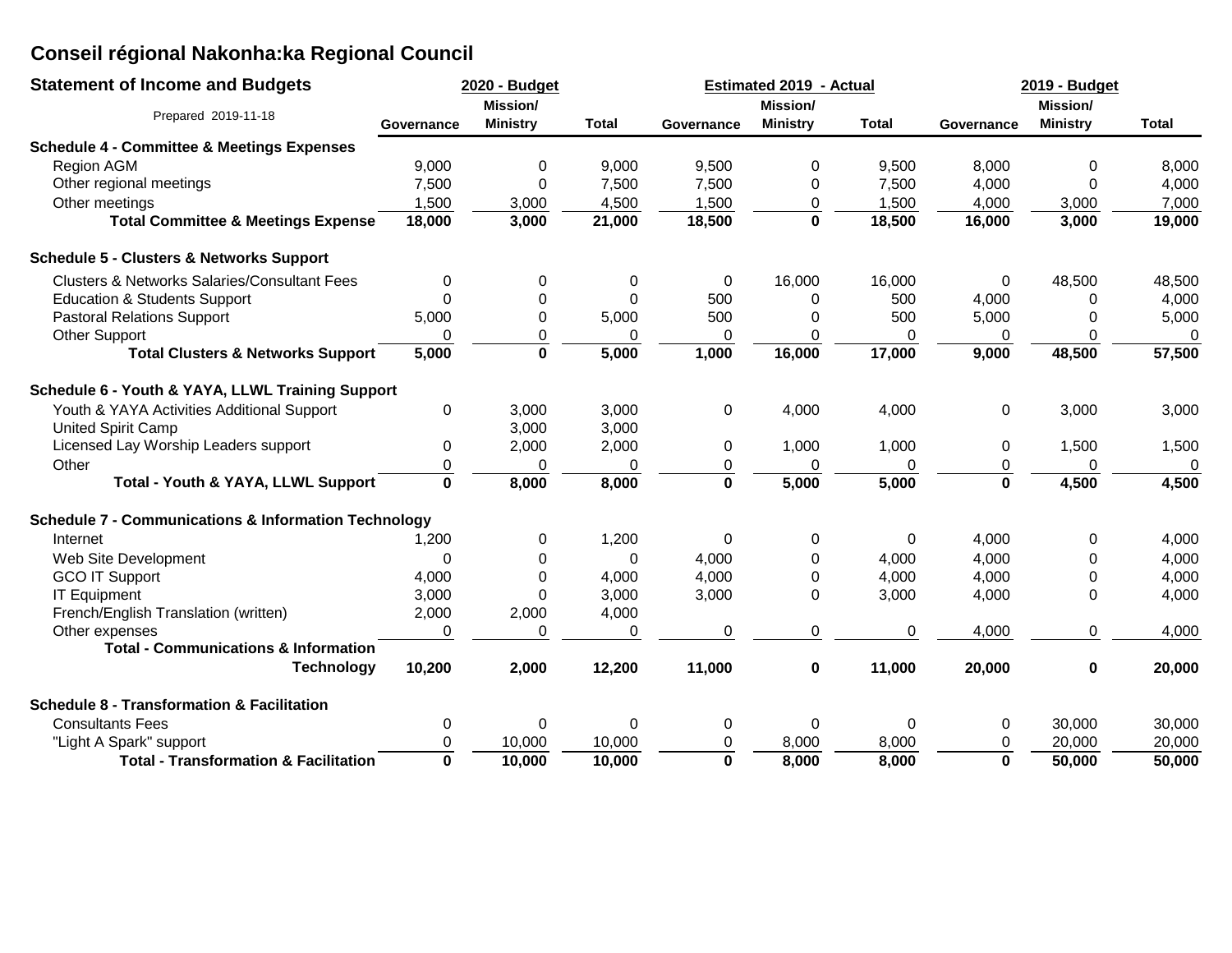# Conseil régional Nakonha:ka Regional Council

## Statement of Income and Budgets

| Prepared 2019-11-18 | 2020 - Budget | | | Estimated 2019 - Actual | | | 2019 - Budget | | |
|---|---|---|---|---|---|---|---|---|---|
| | Governance | Mission/ Ministry | Total | Governance | Mission/ Ministry | Total | Governance | Mission/ Ministry | Total |
| **Schedule 4 - Committee & Meetings Expenses** | | | | | | | | | |
| Region AGM | 9,000 | 0 | 9,000 | 9,500 | 0 | 9,500 | 8,000 | 0 | 8,000 |
| Other regional meetings | 7,500 | 0 | 7,500 | 7,500 | 0 | 7,500 | 4,000 | 0 | 4,000 |
| Other meetings | 1,500 | 3,000 | 4,500 | 1,500 | 0 | 1,500 | 4,000 | 3,000 | 7,000 |
| **Total Committee & Meetings Expense** | **18,000** | **3,000** | **21,000** | **18,500** | **0** | **18,500** | **16,000** | **3,000** | **19,000** |
| **Schedule 5 - Clusters & Networks Support** | | | | | | | | | |
| Clusters & Networks Salaries/Consultant Fees | 0 | 0 | 0 | 0 | 16,000 | 16,000 | 0 | 48,500 | 48,500 |
| Education & Students Support | 0 | 0 | 0 | 500 | 0 | 500 | 4,000 | 0 | 4,000 |
| Pastoral Relations Support | 5,000 | 0 | 5,000 | 500 | 0 | 500 | 5,000 | 0 | 5,000 |
| Other Support | 0 | 0 | 0 | 0 | 0 | 0 | 0 | 0 | 0 |
| **Total Clusters & Networks Support** | **5,000** | **0** | **5,000** | **1,000** | **16,000** | **17,000** | **9,000** | **48,500** | **57,500** |
| **Schedule 6 - Youth & YAYA, LLWL Training Support** | | | | | | | | | |
| Youth & YAYA Activities Additional Support | 0 | 3,000 | 3,000 | 0 | 4,000 | 4,000 | 0 | 3,000 | 3,000 |
| United Spirit Camp | | 3,000 | 3,000 | | | | | | |
| Licensed Lay Worship Leaders support | 0 | 2,000 | 2,000 | 0 | 1,000 | 1,000 | 0 | 1,500 | 1,500 |
| Other | 0 | 0 | 0 | 0 | 0 | 0 | 0 | 0 | 0 |
| **Total - Youth & YAYA, LLWL Support** | **0** | **8,000** | **8,000** | **0** | **5,000** | **5,000** | **0** | **4,500** | **4,500** |
| **Schedule 7 - Communications & Information Technology** | | | | | | | | | |
| Internet | 1,200 | 0 | 1,200 | 0 | 0 | 0 | 4,000 | 0 | 4,000 |
| Web Site Development | 0 | 0 | 0 | 4,000 | 0 | 4,000 | 4,000 | 0 | 4,000 |
| GCO IT Support | 4,000 | 0 | 4,000 | 4,000 | 0 | 4,000 | 4,000 | 0 | 4,000 |
| IT Equipment | 3,000 | 0 | 3,000 | 3,000 | 0 | 3,000 | 4,000 | 0 | 4,000 |
| French/English Translation (written) | 2,000 | 2,000 | 4,000 | | | | | | |
| Other expenses | 0 | 0 | 0 | 0 | 0 | 0 | 4,000 | 0 | 4,000 |
| **Total - Communications & Information Technology** | **10,200** | **2,000** | **12,200** | **11,000** | **0** | **11,000** | **20,000** | **0** | **20,000** |
| **Schedule 8 - Transformation & Facilitation** | | | | | | | | | |
| Consultants Fees | 0 | 0 | 0 | 0 | 0 | 0 | 0 | 30,000 | 30,000 |
| "Light A Spark" support | 0 | 10,000 | 10,000 | 0 | 8,000 | 8,000 | 0 | 20,000 | 20,000 |
| **Total - Transformation & Facilitation** | **0** | **10,000** | **10,000** | **0** | **8,000** | **8,000** | **0** | **50,000** | **50,000** |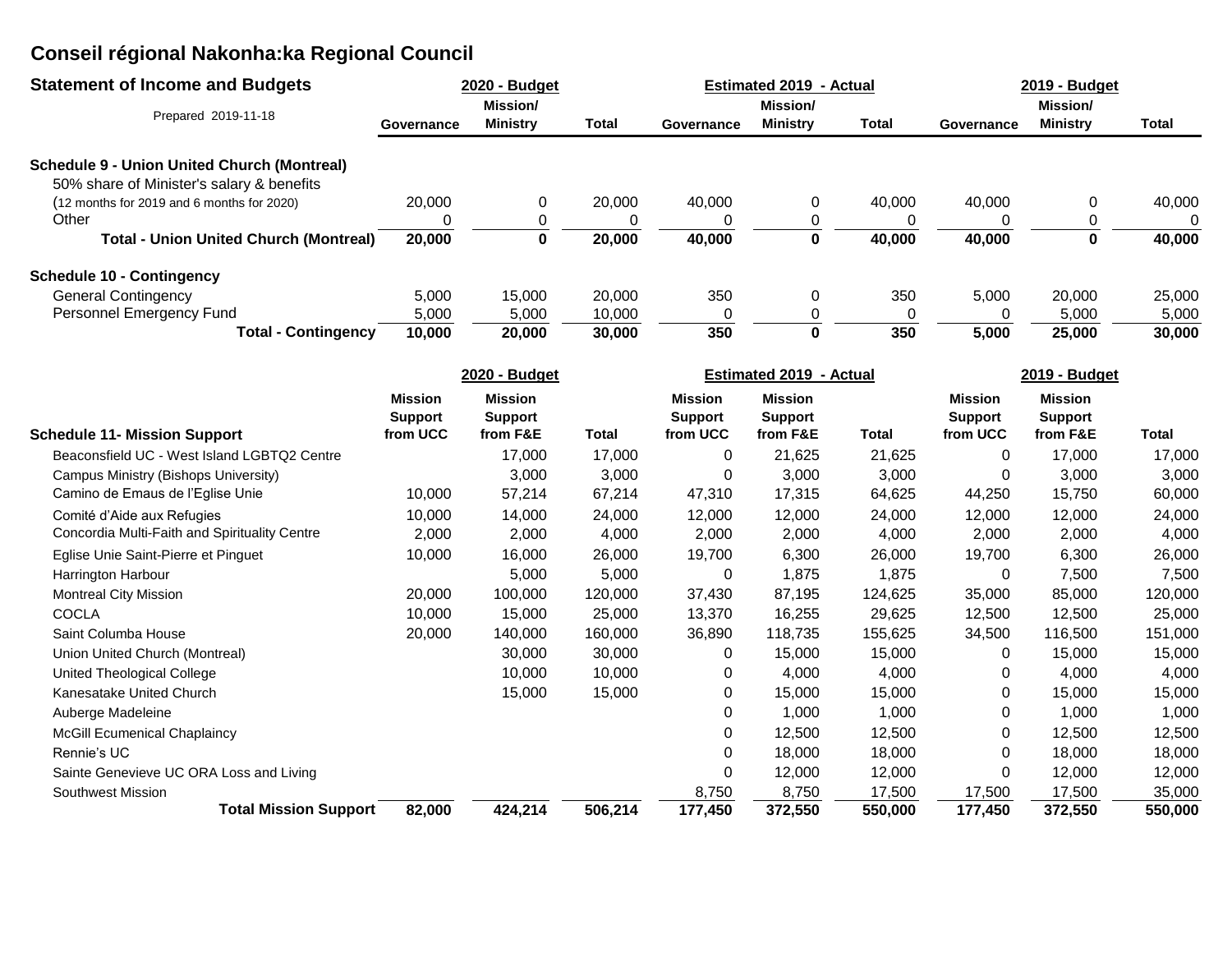# Conseil régional Nakonha:ka Regional Council

## Statement of Income and Budgets

Prepared 2019-11-18

| | 2020 - Budget | | | Estimated 2019 - Actual | | | 2019 - Budget | | |
|---|---|---|---|---|---|---|---|---|---|
| | Governance | Mission/ Ministry | Total | Governance | Mission/ Ministry | Total | Governance | Mission/ Ministry | Total |
| **Schedule 9 - Union United Church (Montreal)** | | | | | | | | | |
| 50% share of Minister's salary & benefits (12 months for 2019 and 6 months for 2020) | 20,000 | 0 | 20,000 | 40,000 | 0 | 40,000 | 40,000 | 0 | 40,000 |
| Other | 0 | 0 | 0 | 0 | 0 | 0 | 0 | 0 | 0 |
| **Total - Union United Church (Montreal)** | **20,000** | **0** | **20,000** | **40,000** | **0** | **40,000** | **40,000** | **0** | **40,000** |
| **Schedule 10 - Contingency** | | | | | | | | | |
| General Contingency | 5,000 | 15,000 | 20,000 | 350 | 0 | 350 | 5,000 | 20,000 | 25,000 |
| Personnel Emergency Fund | 5,000 | 5,000 | 10,000 | 0 | 0 | 0 | 0 | 5,000 | 5,000 |
| **Total - Contingency** | **10,000** | **20,000** | **30,000** | **350** | **0** | **350** | **5,000** | **25,000** | **30,000** |

| | 2020 - Budget | | | Estimated 2019 - Actual | | | 2019 - Budget | | |
|---|---|---|---|---|---|---|---|---|---|
| **Schedule 11- Mission Support** | Mission Support from UCC | Mission Support from F&E | Total | Mission Support from UCC | Mission Support from F&E | Total | Mission Support from UCC | Mission Support from F&E | Total |
| Beaconsfield UC - West Island LGBTQ2 Centre | | 17,000 | 17,000 | 0 | 21,625 | 21,625 | 0 | 17,000 | 17,000 |
| Campus Ministry (Bishops University) | | 3,000 | 3,000 | 0 | 3,000 | 3,000 | 0 | 3,000 | 3,000 |
| Camino de Emaus de l'Eglise Unie | 10,000 | 57,214 | 67,214 | 47,310 | 17,315 | 64,625 | 44,250 | 15,750 | 60,000 |
| Comité d'Aide aux Refugies | 10,000 | 14,000 | 24,000 | 12,000 | 12,000 | 24,000 | 12,000 | 12,000 | 24,000 |
| Concordia Multi-Faith and Spirituality Centre | 2,000 | 2,000 | 4,000 | 2,000 | 2,000 | 4,000 | 2,000 | 2,000 | 4,000 |
| Eglise Unie Saint-Pierre et Pinguet | 10,000 | 16,000 | 26,000 | 19,700 | 6,300 | 26,000 | 19,700 | 6,300 | 26,000 |
| Harrington Harbour | | 5,000 | 5,000 | 0 | 1,875 | 1,875 | 0 | 7,500 | 7,500 |
| Montreal City Mission | 20,000 | 100,000 | 120,000 | 37,430 | 87,195 | 124,625 | 35,000 | 85,000 | 120,000 |
| COCLA | 10,000 | 15,000 | 25,000 | 13,370 | 16,255 | 29,625 | 12,500 | 12,500 | 25,000 |
| Saint Columba House | 20,000 | 140,000 | 160,000 | 36,890 | 118,735 | 155,625 | 34,500 | 116,500 | 151,000 |
| Union United Church (Montreal) | | 30,000 | 30,000 | 0 | 15,000 | 15,000 | 0 | 15,000 | 15,000 |
| United Theological College | | 10,000 | 10,000 | 0 | 4,000 | 4,000 | 0 | 4,000 | 4,000 |
| Kanesatake United Church | | 15,000 | 15,000 | 0 | 15,000 | 15,000 | 0 | 15,000 | 15,000 |
| Auberge Madeleine | | | | 0 | 1,000 | 1,000 | 0 | 1,000 | 1,000 |
| McGill Ecumenical Chaplaincy | | | | 0 | 12,500 | 12,500 | 0 | 12,500 | 12,500 |
| Rennie's UC | | | | 0 | 18,000 | 18,000 | 0 | 18,000 | 18,000 |
| Sainte Genevieve UC ORA Loss and Living | | | | 0 | 12,000 | 12,000 | 0 | 12,000 | 12,000 |
| Southwest Mission | | | | 8,750 | 8,750 | 17,500 | 17,500 | 17,500 | 35,000 |
| **Total Mission Support** | **82,000** | **424,214** | **506,214** | **177,450** | **372,550** | **550,000** | **177,450** | **372,550** | **550,000** |